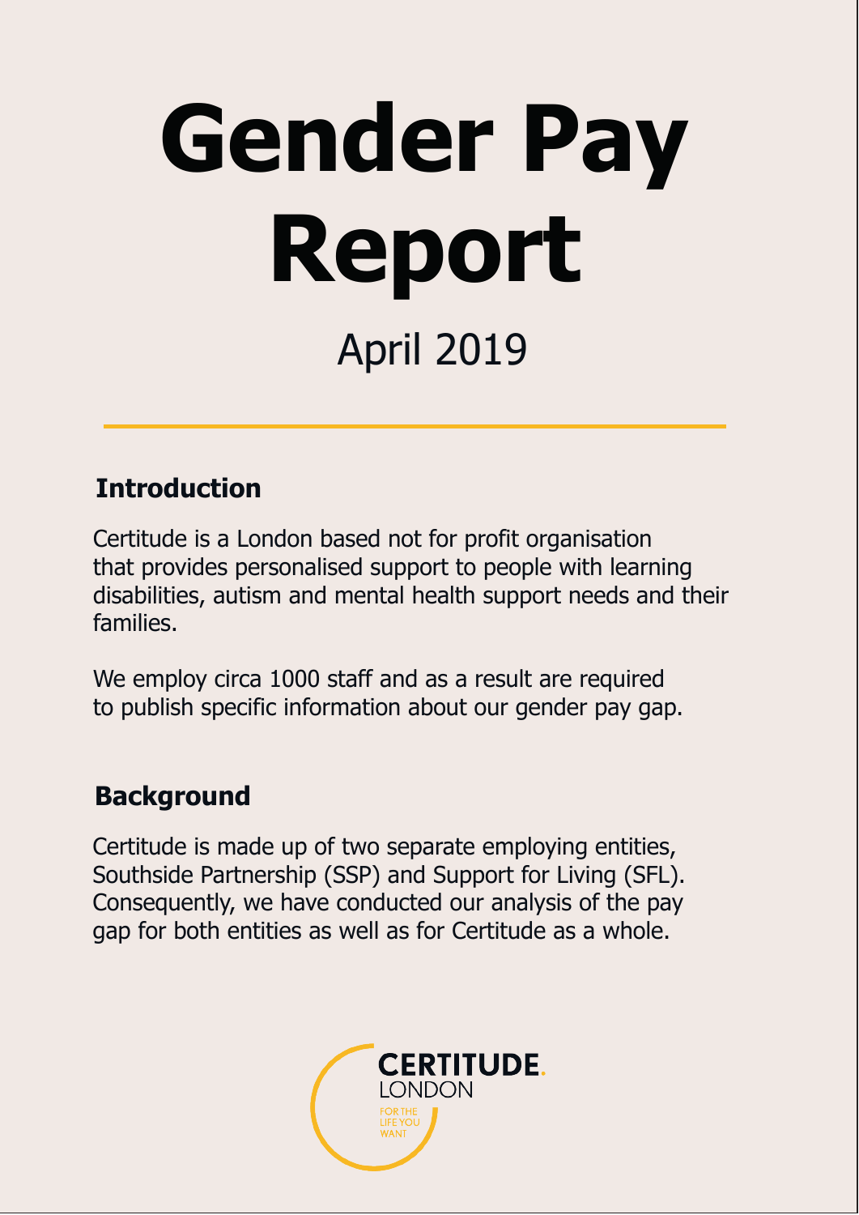# Gender Pay Report

April 2019

## Introduction

Certitude is a London based not for profit organisation that provides personalised support to people with learning disabilities, autism and mental health support needs and their families.

We employ circa 1000 staff and as a result are required to publish specific information about our gender pay gap.

## Background

Certitude is made up of two separate employing entities, Southside Partnership (SSP) and Support for Living (SFL). Consequently, we have conducted our analysis of the pay gap for both entities as well as for Certitude as a whole.

CERTITUDE.
LONDON
FOR THE LIFE YOU WANT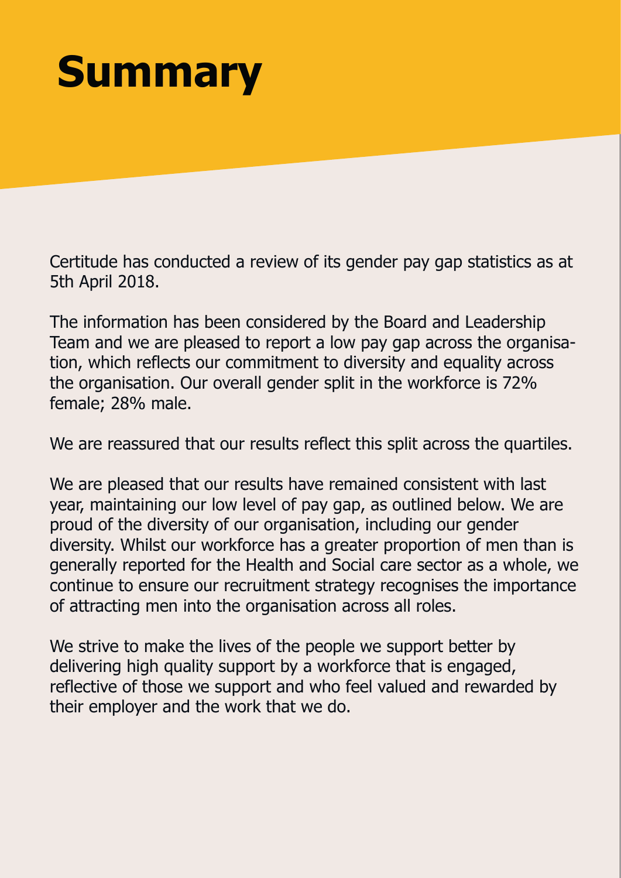# Summary

Certitude has conducted a review of its gender pay gap statistics as at 5th April 2018.

The information has been considered by the Board and Leadership Team and we are pleased to report a low pay gap across the organisation, which reflects our commitment to diversity and equality across the organisation. Our overall gender split in the workforce is 72% female; 28% male.

We are reassured that our results reflect this split across the quartiles.

We are pleased that our results have remained consistent with last year, maintaining our low level of pay gap, as outlined below. We are proud of the diversity of our organisation, including our gender diversity. Whilst our workforce has a greater proportion of men than is generally reported for the Health and Social care sector as a whole, we continue to ensure our recruitment strategy recognises the importance of attracting men into the organisation across all roles.

We strive to make the lives of the people we support better by delivering high quality support by a workforce that is engaged, reflective of those we support and who feel valued and rewarded by their employer and the work that we do.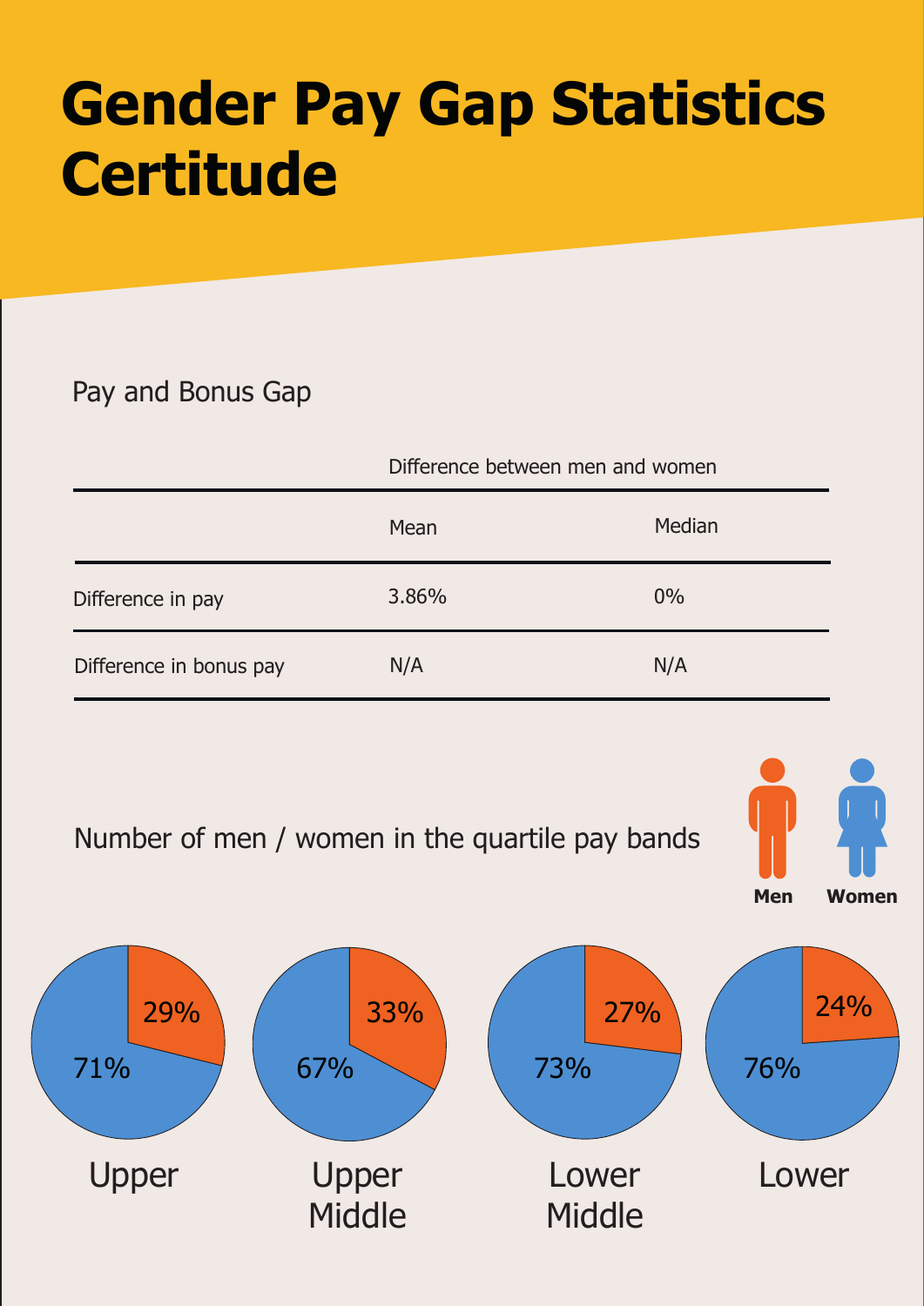# Gender Pay Gap Statistics Certitude

## Pay and Bonus Gap

| | Difference between men and women | |
|---|---|---|
| | Mean | Median |
| Difference in pay | 3.86% | 0% |
| Difference in bonus pay | N/A | N/A |

## Number of men / women in the quartile pay bands

Men | Women

| Quartile | Men | Women |
|---|---|---|
| Upper | 29% | 71% |
| Upper Middle | 33% | 67% |
| Lower Middle | 27% | 73% |
| Lower | 24% | 76% |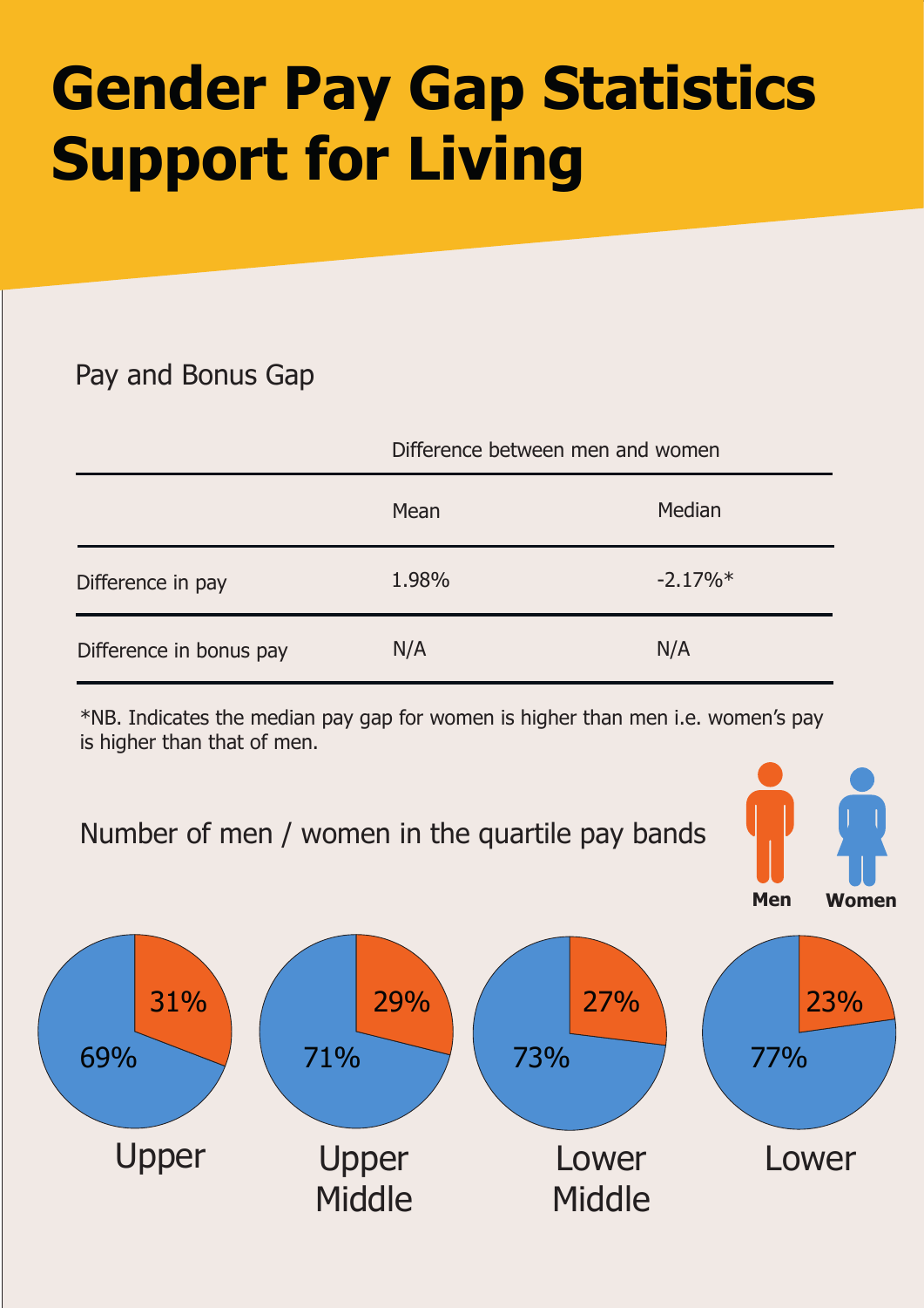# Gender Pay Gap Statistics Support for Living

## Pay and Bonus Gap

| | Difference between men and women | |
|---|---|---|
| | Mean | Median |
| Difference in pay | 1.98% | -2.17%* |
| Difference in bonus pay | N/A | N/A |

*NB. Indicates the median pay gap for women is higher than men i.e. women's pay is higher than that of men.

## Number of men / women in the quartile pay bands

Men | Women

| Quartile | Men | Women |
|---|---|---|
| Upper | 31% | 69% |
| Upper Middle | 29% | 71% |
| Lower Middle | 27% | 73% |
| Lower | 23% | 77% |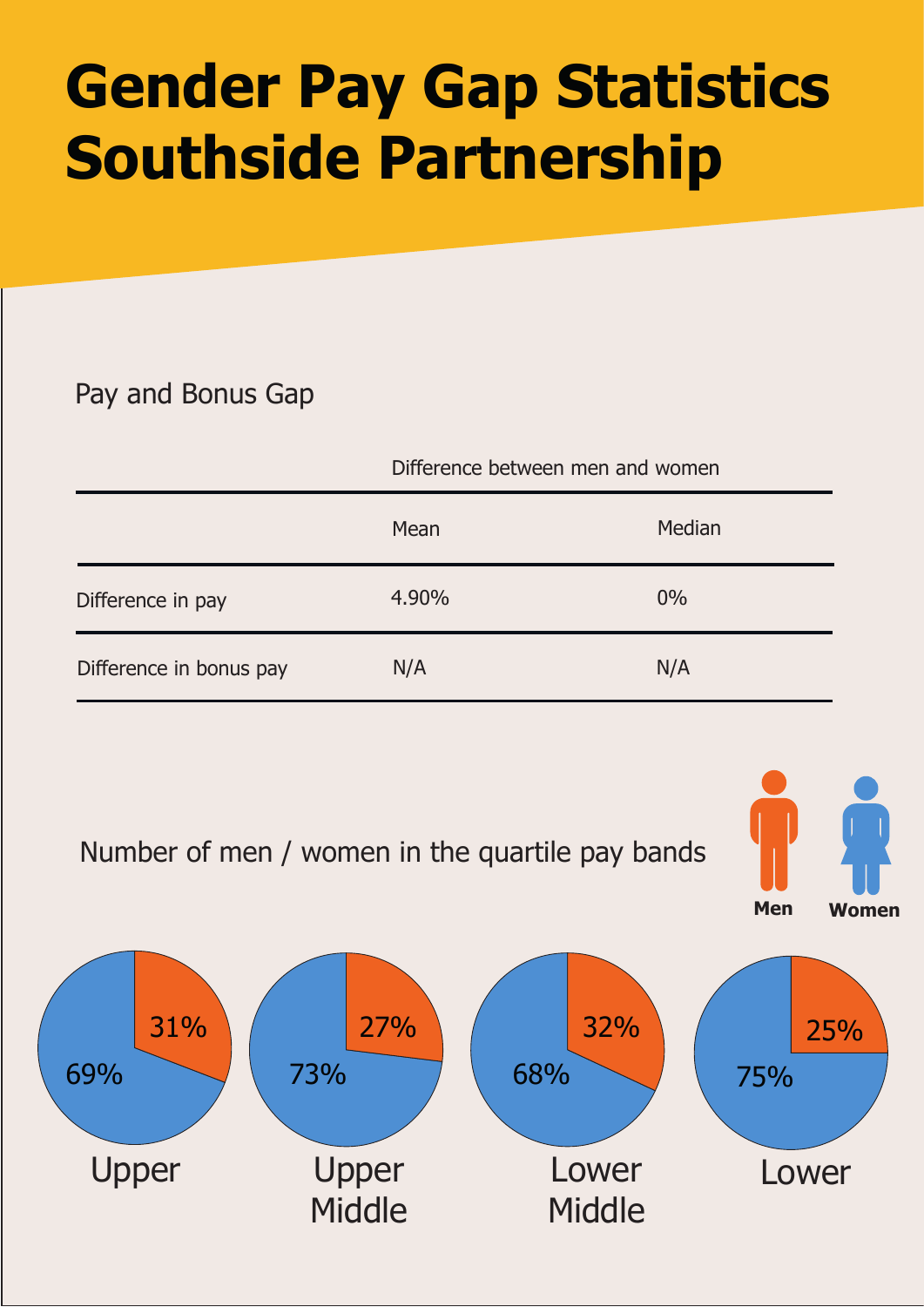# Gender Pay Gap Statistics Southside Partnership

## Pay and Bonus Gap

| | Difference between men and women | |
|---|---|---|
| | Mean | Median |
| Difference in pay | 4.90% | 0% |
| Difference in bonus pay | N/A | N/A |

## Number of men / women in the quartile pay bands

Men

Women

31%
69%
Upper

27%
73%
Upper Middle

32%
68%
Lower Middle

25%
75%
Lower